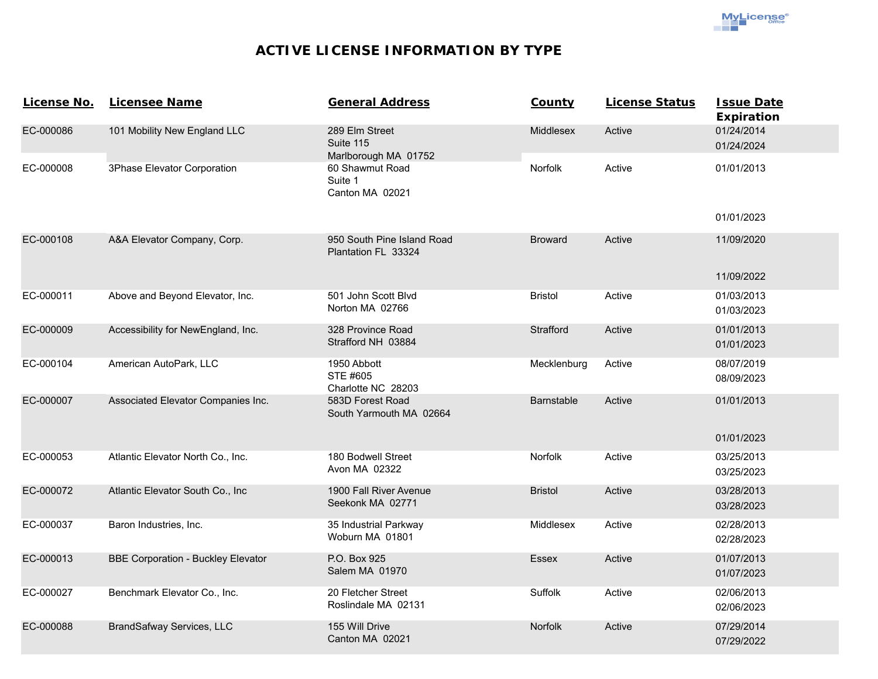# ACTIVE LICENSE INFORMATION BY TYPE

| License No. | Licensee Name | General Address | County | License Status | Issue Date<br>Expiration |
|---|---|---|---|---|---|
| EC-000086 | 101 Mobility New England LLC | 289 Elm Street<br>Suite 115<br>Marlborough MA 01752 | Middlesex | Active | 01/24/2014<br>01/24/2024 |
| EC-000008 | 3Phase Elevator Corporation | 60 Shawmut Road<br>Suite 1<br>Canton MA 02021 | Norfolk | Active | 01/01/2013<br>01/01/2023 |
| EC-000108 | A&A Elevator Company, Corp. | 950 South Pine Island Road<br>Plantation FL 33324 | Broward | Active | 11/09/2020<br>11/09/2022 |
| EC-000011 | Above and Beyond Elevator, Inc. | 501 John Scott Blvd<br>Norton MA 02766 | Bristol | Active | 01/03/2013<br>01/03/2023 |
| EC-000009 | Accessibility for NewEngland, Inc. | 328 Province Road<br>Strafford NH 03884 | Strafford | Active | 01/01/2013<br>01/01/2023 |
| EC-000104 | American AutoPark, LLC | 1950 Abbott<br>STE #605<br>Charlotte NC 28203 | Mecklenburg | Active | 08/07/2019<br>08/09/2023 |
| EC-000007 | Associated Elevator Companies Inc. | 583D Forest Road<br>South Yarmouth MA 02664 | Barnstable | Active | 01/01/2013<br>01/01/2023 |
| EC-000053 | Atlantic Elevator North Co., Inc. | 180 Bodwell Street<br>Avon MA 02322 | Norfolk | Active | 03/25/2013<br>03/25/2023 |
| EC-000072 | Atlantic Elevator South Co., Inc | 1900 Fall River Avenue<br>Seekonk MA 02771 | Bristol | Active | 03/28/2013<br>03/28/2023 |
| EC-000037 | Baron Industries, Inc. | 35 Industrial Parkway<br>Woburn MA 01801 | Middlesex | Active | 02/28/2013<br>02/28/2023 |
| EC-000013 | BBE Corporation - Buckley Elevator | P.O. Box 925<br>Salem MA 01970 | Essex | Active | 01/07/2013<br>01/07/2023 |
| EC-000027 | Benchmark Elevator Co., Inc. | 20 Fletcher Street<br>Roslindale MA 02131 | Suffolk | Active | 02/06/2013<br>02/06/2023 |
| EC-000088 | BrandSafway Services, LLC | 155 Will Drive<br>Canton MA 02021 | Norfolk | Active | 07/29/2014<br>07/29/2022 |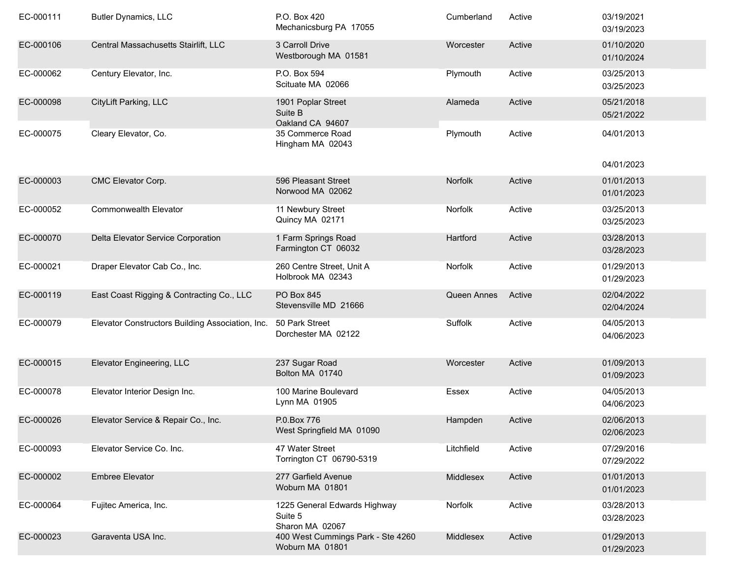| | | | | | |
|---|---|---|---|---|---|
| EC-000111 | Butler Dynamics, LLC | P.O. Box 420<br>Mechanicsburg PA 17055 | Cumberland | Active | 03/19/2021<br>03/19/2023 |
| EC-000106 | Central Massachusetts Stairlift, LLC | 3 Carroll Drive<br>Westborough MA 01581 | Worcester | Active | 01/10/2020<br>01/10/2024 |
| EC-000062 | Century Elevator, Inc. | P.O. Box 594<br>Scituate MA 02066 | Plymouth | Active | 03/25/2013<br>03/25/2023 |
| EC-000098 | CityLift Parking, LLC | 1901 Poplar Street<br>Suite B<br>Oakland CA 94607 | Alameda | Active | 05/21/2018<br>05/21/2022 |
| EC-000075 | Cleary Elevator, Co. | 35 Commerce Road<br>Hingham MA 02043 | Plymouth | Active | 04/01/2013<br>04/01/2023 |
| EC-000003 | CMC Elevator Corp. | 596 Pleasant Street<br>Norwood MA 02062 | Norfolk | Active | 01/01/2013<br>01/01/2023 |
| EC-000052 | Commonwealth Elevator | 11 Newbury Street<br>Quincy MA 02171 | Norfolk | Active | 03/25/2013<br>03/25/2023 |
| EC-000070 | Delta Elevator Service Corporation | 1 Farm Springs Road<br>Farmington CT 06032 | Hartford | Active | 03/28/2013<br>03/28/2023 |
| EC-000021 | Draper Elevator Cab Co., Inc. | 260 Centre Street, Unit A<br>Holbrook MA 02343 | Norfolk | Active | 01/29/2013<br>01/29/2023 |
| EC-000119 | East Coast Rigging & Contracting Co., LLC | PO Box 845<br>Stevensville MD 21666 | Queen Annes | Active | 02/04/2022<br>02/04/2024 |
| EC-000079 | Elevator Constructors Building Association, Inc. | 50 Park Street<br>Dorchester MA 02122 | Suffolk | Active | 04/05/2013<br>04/06/2023 |
| EC-000015 | Elevator Engineering, LLC | 237 Sugar Road<br>Bolton MA 01740 | Worcester | Active | 01/09/2013<br>01/09/2023 |
| EC-000078 | Elevator Interior Design Inc. | 100 Marine Boulevard<br>Lynn MA 01905 | Essex | Active | 04/05/2013<br>04/06/2023 |
| EC-000026 | Elevator Service & Repair Co., Inc. | P.0.Box 776<br>West Springfield MA 01090 | Hampden | Active | 02/06/2013<br>02/06/2023 |
| EC-000093 | Elevator Service Co. Inc. | 47 Water Street<br>Torrington CT 06790-5319 | Litchfield | Active | 07/29/2016<br>07/29/2022 |
| EC-000002 | Embree Elevator | 277 Garfield Avenue<br>Woburn MA 01801 | Middlesex | Active | 01/01/2013<br>01/01/2023 |
| EC-000064 | Fujitec America, Inc. | 1225 General Edwards Highway<br>Suite 5<br>Sharon MA 02067 | Norfolk | Active | 03/28/2013<br>03/28/2023 |
| EC-000023 | Garaventa USA Inc. | 400 West Cummings Park - Ste 4260<br>Woburn MA 01801 | Middlesex | Active | 01/29/2013<br>01/29/2023 |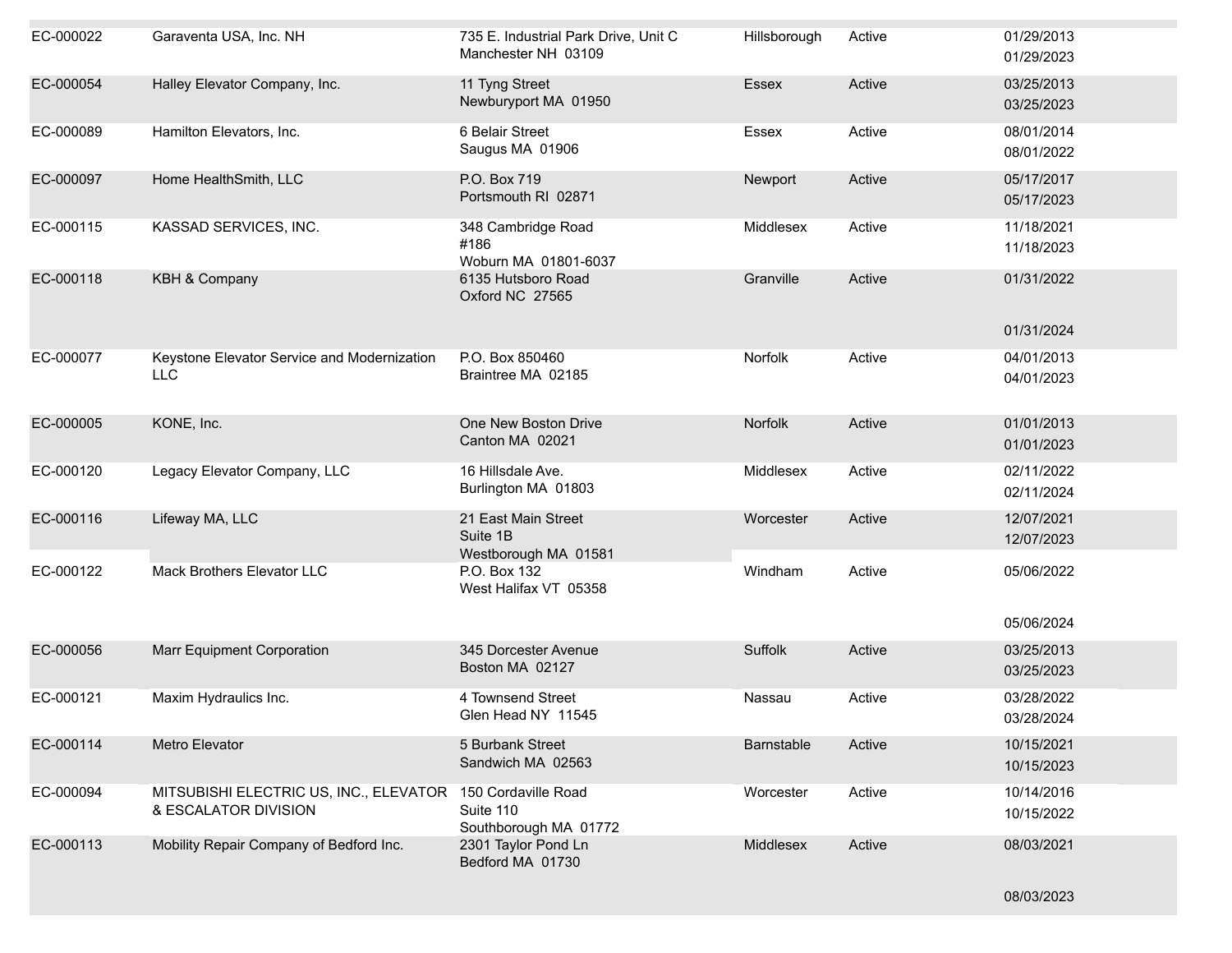| | | | | | |
|---|---|---|---|---|---|
| EC-000022 | Garaventa USA, Inc. NH | 735 E. Industrial Park Drive, Unit C<br>Manchester NH 03109 | Hillsborough | Active | 01/29/2013<br>01/29/2023 |
| EC-000054 | Halley Elevator Company, Inc. | 11 Tyng Street<br>Newburyport MA 01950 | Essex | Active | 03/25/2013<br>03/25/2023 |
| EC-000089 | Hamilton Elevators, Inc. | 6 Belair Street<br>Saugus MA 01906 | Essex | Active | 08/01/2014<br>08/01/2022 |
| EC-000097 | Home HealthSmith, LLC | P.O. Box 719<br>Portsmouth RI 02871 | Newport | Active | 05/17/2017<br>05/17/2023 |
| EC-000115 | KASSAD SERVICES, INC. | 348 Cambridge Road<br>#186<br>Woburn MA 01801-6037 | Middlesex | Active | 11/18/2021<br>11/18/2023 |
| EC-000118 | KBH & Company | 6135 Hutsboro Road<br>Oxford NC 27565 | Granville | Active | 01/31/2022<br>01/31/2024 |
| EC-000077 | Keystone Elevator Service and Modernization LLC | P.O. Box 850460<br>Braintree MA 02185 | Norfolk | Active | 04/01/2013<br>04/01/2023 |
| EC-000005 | KONE, Inc. | One New Boston Drive<br>Canton MA 02021 | Norfolk | Active | 01/01/2013<br>01/01/2023 |
| EC-000120 | Legacy Elevator Company, LLC | 16 Hillsdale Ave.<br>Burlington MA 01803 | Middlesex | Active | 02/11/2022<br>02/11/2024 |
| EC-000116 | Lifeway MA, LLC | 21 East Main Street<br>Suite 1B<br>Westborough MA 01581 | Worcester | Active | 12/07/2021<br>12/07/2023 |
| EC-000122 | Mack Brothers Elevator LLC | P.O. Box 132<br>West Halifax VT 05358 | Windham | Active | 05/06/2022<br>05/06/2024 |
| EC-000056 | Marr Equipment Corporation | 345 Dorcester Avenue<br>Boston MA 02127 | Suffolk | Active | 03/25/2013<br>03/25/2023 |
| EC-000121 | Maxim Hydraulics Inc. | 4 Townsend Street<br>Glen Head NY 11545 | Nassau | Active | 03/28/2022<br>03/28/2024 |
| EC-000114 | Metro Elevator | 5 Burbank Street<br>Sandwich MA 02563 | Barnstable | Active | 10/15/2021<br>10/15/2023 |
| EC-000094 | MITSUBISHI ELECTRIC US, INC., ELEVATOR & ESCALATOR DIVISION | 150 Cordaville Road<br>Suite 110<br>Southborough MA 01772 | Worcester | Active | 10/14/2016<br>10/15/2022 |
| EC-000113 | Mobility Repair Company of Bedford Inc. | 2301 Taylor Pond Ln<br>Bedford MA 01730 | Middlesex | Active | 08/03/2021<br>08/03/2023 |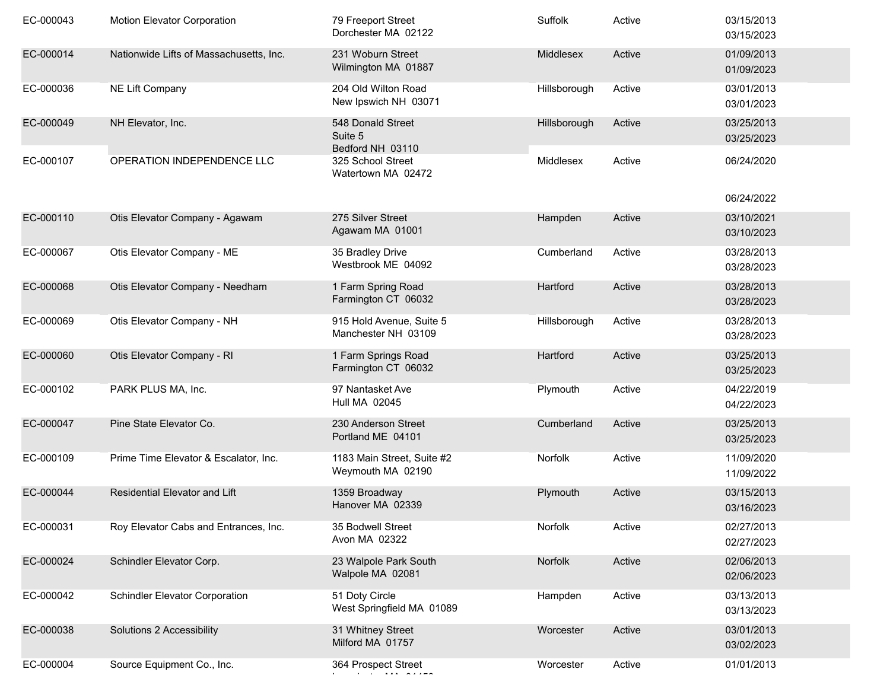| | | | | | |
|---|---|---|---|---|---|
| EC-000043 | Motion Elevator Corporation | 79 Freeport Street<br>Dorchester MA 02122 | Suffolk | Active | 03/15/2013<br>03/15/2023 |
| EC-000014 | Nationwide Lifts of Massachusetts, Inc. | 231 Woburn Street<br>Wilmington MA 01887 | Middlesex | Active | 01/09/2013<br>01/09/2023 |
| EC-000036 | NE Lift Company | 204 Old Wilton Road<br>New Ipswich NH 03071 | Hillsborough | Active | 03/01/2013<br>03/01/2023 |
| EC-000049 | NH Elevator, Inc. | 548 Donald Street<br>Suite 5<br>Bedford NH 03110 | Hillsborough | Active | 03/25/2013<br>03/25/2023 |
| EC-000107 | OPERATION INDEPENDENCE LLC | 325 School Street<br>Watertown MA 02472 | Middlesex | Active | 06/24/2020<br>06/24/2022 |
| EC-000110 | Otis Elevator Company - Agawam | 275 Silver Street<br>Agawam MA 01001 | Hampden | Active | 03/10/2021<br>03/10/2023 |
| EC-000067 | Otis Elevator Company - ME | 35 Bradley Drive<br>Westbrook ME 04092 | Cumberland | Active | 03/28/2013<br>03/28/2023 |
| EC-000068 | Otis Elevator Company - Needham | 1 Farm Spring Road<br>Farmington CT 06032 | Hartford | Active | 03/28/2013<br>03/28/2023 |
| EC-000069 | Otis Elevator Company - NH | 915 Hold Avenue, Suite 5<br>Manchester NH 03109 | Hillsborough | Active | 03/28/2013<br>03/28/2023 |
| EC-000060 | Otis Elevator Company - RI | 1 Farm Springs Road<br>Farmington CT 06032 | Hartford | Active | 03/25/2013<br>03/25/2023 |
| EC-000102 | PARK PLUS MA, Inc. | 97 Nantasket Ave<br>Hull MA 02045 | Plymouth | Active | 04/22/2019<br>04/22/2023 |
| EC-000047 | Pine State Elevator Co. | 230 Anderson Street<br>Portland ME 04101 | Cumberland | Active | 03/25/2013<br>03/25/2023 |
| EC-000109 | Prime Time Elevator & Escalator, Inc. | 1183 Main Street, Suite #2<br>Weymouth MA 02190 | Norfolk | Active | 11/09/2020<br>11/09/2022 |
| EC-000044 | Residential Elevator and Lift | 1359 Broadway<br>Hanover MA 02339 | Plymouth | Active | 03/15/2013<br>03/16/2023 |
| EC-000031 | Roy Elevator Cabs and Entrances, Inc. | 35 Bodwell Street<br>Avon MA 02322 | Norfolk | Active | 02/27/2013<br>02/27/2023 |
| EC-000024 | Schindler Elevator Corp. | 23 Walpole Park South<br>Walpole MA 02081 | Norfolk | Active | 02/06/2013<br>02/06/2023 |
| EC-000042 | Schindler Elevator Corporation | 51 Doty Circle<br>West Springfield MA 01089 | Hampden | Active | 03/13/2013<br>03/13/2023 |
| EC-000038 | Solutions 2 Accessibility | 31 Whitney Street<br>Milford MA 01757 | Worcester | Active | 03/01/2013<br>03/02/2023 |
| EC-000004 | Source Equipment Co., Inc. | 364 Prospect Street | Worcester | Active | 01/01/2013 |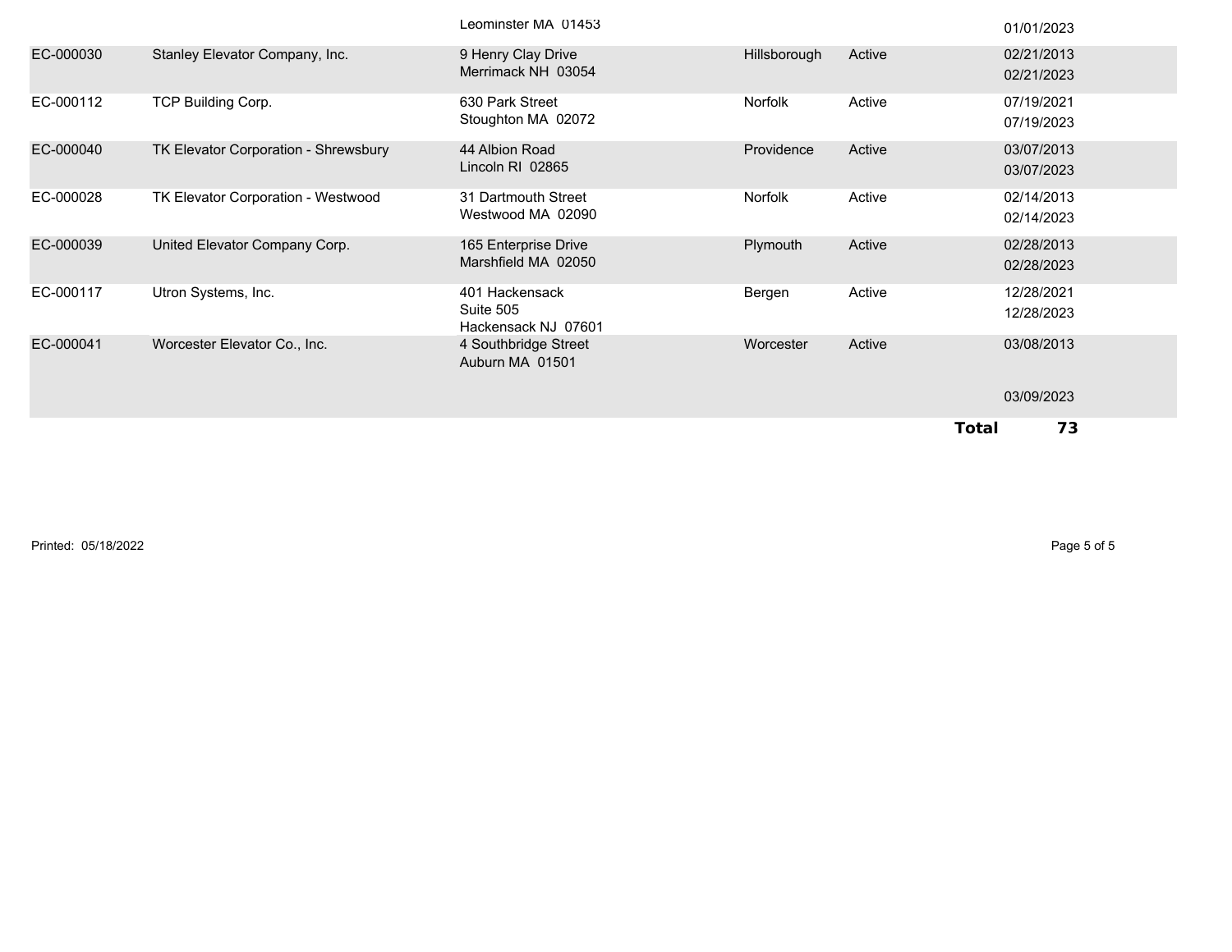| | | | | | |
|---|---|---|---|---|---|
| | | Leominster MA 01453 | | | 01/01/2023 |
| EC-000030 | Stanley Elevator Company, Inc. | 9 Henry Clay Drive<br>Merrimack NH 03054 | Hillsborough | Active | 02/21/2013<br>02/21/2023 |
| EC-000112 | TCP Building Corp. | 630 Park Street<br>Stoughton MA 02072 | Norfolk | Active | 07/19/2021<br>07/19/2023 |
| EC-000040 | TK Elevator Corporation - Shrewsbury | 44 Albion Road<br>Lincoln RI 02865 | Providence | Active | 03/07/2013<br>03/07/2023 |
| EC-000028 | TK Elevator Corporation - Westwood | 31 Dartmouth Street<br>Westwood MA 02090 | Norfolk | Active | 02/14/2013<br>02/14/2023 |
| EC-000039 | United Elevator Company Corp. | 165 Enterprise Drive<br>Marshfield MA 02050 | Plymouth | Active | 02/28/2013<br>02/28/2023 |
| EC-000117 | Utron Systems, Inc. | 401 Hackensack<br>Suite 505<br>Hackensack NJ 07601 | Bergen | Active | 12/28/2021<br>12/28/2023 |
| EC-000041 | Worcester Elevator Co., Inc. | 4 Southbridge Street<br>Auburn MA 01501 | Worcester | Active | 03/08/2013<br>03/09/2023 |
| | | | | **Total** | **73** |

Printed: 05/18/2022